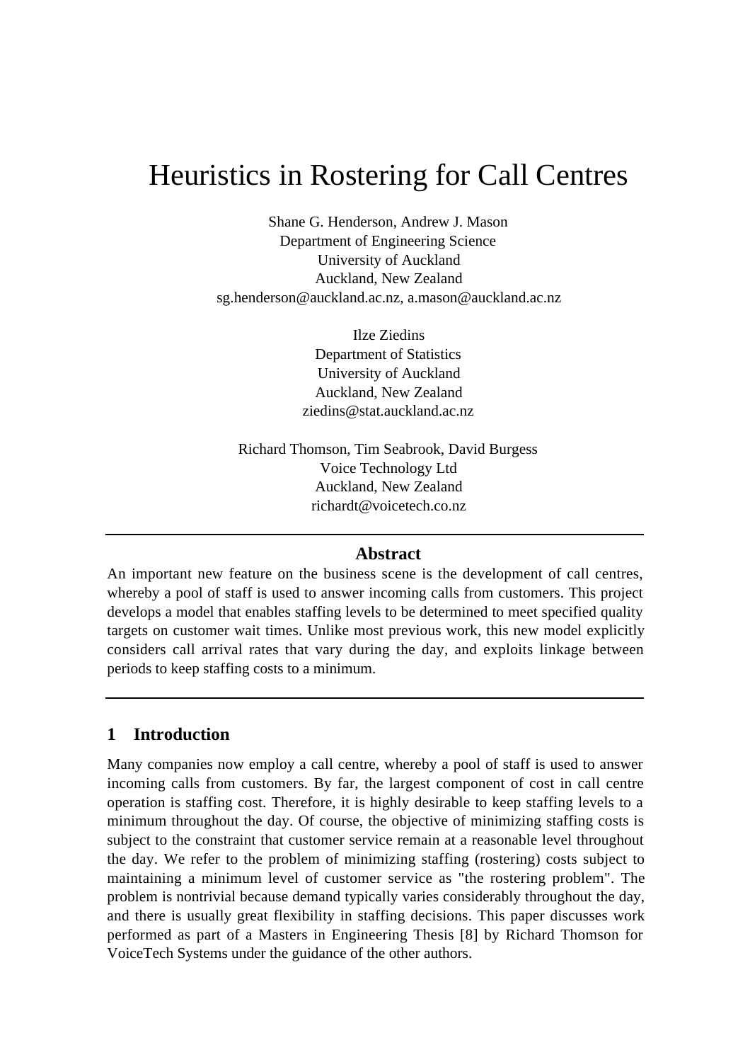# Heuristics in Rostering for Call Centres

Shane G. Henderson, Andrew J. Mason
Department of Engineering Science
University of Auckland
Auckland, New Zealand
sg.henderson@auckland.ac.nz, a.mason@auckland.ac.nz

Ilze Ziedins
Department of Statistics
University of Auckland
Auckland, New Zealand
ziedins@stat.auckland.ac.nz

Richard Thomson, Tim Seabrook, David Burgess
Voice Technology Ltd
Auckland, New Zealand
richardt@voicetech.co.nz

---

**Abstract**

An important new feature on the business scene is the development of call centres, whereby a pool of staff is used to answer incoming calls from customers. This project develops a model that enables staffing levels to be determined to meet specified quality targets on customer wait times. Unlike most previous work, this new model explicitly considers call arrival rates that vary during the day, and exploits linkage between periods to keep staffing costs to a minimum.

---

## 1 Introduction

Many companies now employ a call centre, whereby a pool of staff is used to answer incoming calls from customers. By far, the largest component of cost in call centre operation is staffing cost. Therefore, it is highly desirable to keep staffing levels to a minimum throughout the day. Of course, the objective of minimizing staffing costs is subject to the constraint that customer service remain at a reasonable level throughout the day. We refer to the problem of minimizing staffing (rostering) costs subject to maintaining a minimum level of customer service as "the rostering problem". The problem is nontrivial because demand typically varies considerably throughout the day, and there is usually great flexibility in staffing decisions. This paper discusses work performed as part of a Masters in Engineering Thesis [8] by Richard Thomson for VoiceTech Systems under the guidance of the other authors.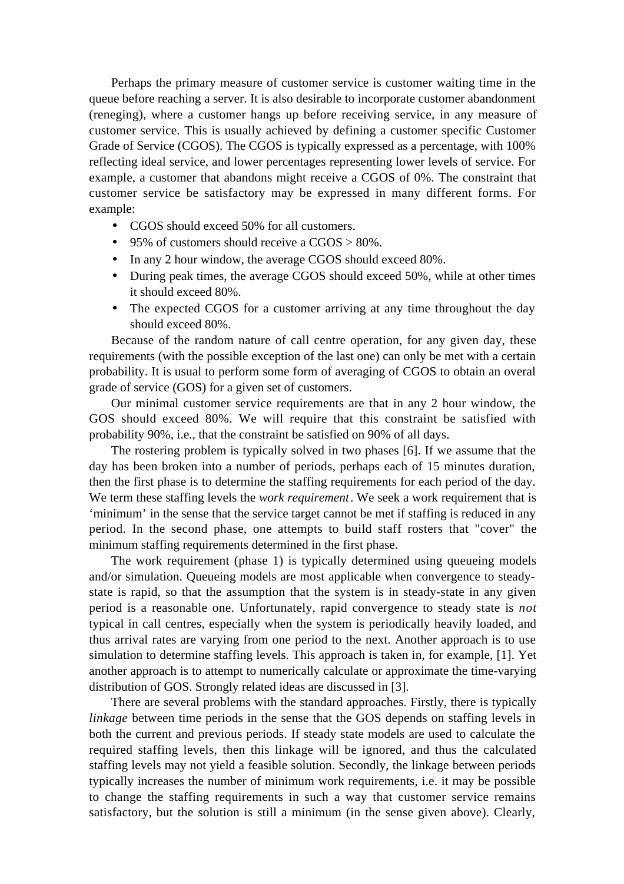Perhaps the primary measure of customer service is customer waiting time in the queue before reaching a server. It is also desirable to incorporate customer abandonment (reneging), where a customer hangs up before receiving service, in any measure of customer service. This is usually achieved by defining a customer specific Customer Grade of Service (CGOS). The CGOS is typically expressed as a percentage, with 100% reflecting ideal service, and lower percentages representing lower levels of service. For example, a customer that abandons might receive a CGOS of 0%. The constraint that customer service be satisfactory may be expressed in many different forms. For example:

- CGOS should exceed 50% for all customers.
- 95% of customers should receive a CGOS > 80%.
- In any 2 hour window, the average CGOS should exceed 80%.
- During peak times, the average CGOS should exceed 50%, while at other times it should exceed 80%.
- The expected CGOS for a customer arriving at any time throughout the day should exceed 80%.

Because of the random nature of call centre operation, for any given day, these requirements (with the possible exception of the last one) can only be met with a certain probability. It is usual to perform some form of averaging of CGOS to obtain an overal grade of service (GOS) for a given set of customers.

Our minimal customer service requirements are that in any 2 hour window, the GOS should exceed 80%. We will require that this constraint be satisfied with probability 90%, i.e., that the constraint be satisfied on 90% of all days.

The rostering problem is typically solved in two phases [6]. If we assume that the day has been broken into a number of periods, perhaps each of 15 minutes duration, then the first phase is to determine the staffing requirements for each period of the day. We term these staffing levels the *work requirement*. We seek a work requirement that is 'minimum' in the sense that the service target cannot be met if staffing is reduced in any period. In the second phase, one attempts to build staff rosters that "cover" the minimum staffing requirements determined in the first phase.

The work requirement (phase 1) is typically determined using queueing models and/or simulation. Queueing models are most applicable when convergence to steady-state is rapid, so that the assumption that the system is in steady-state in any given period is a reasonable one. Unfortunately, rapid convergence to steady state is *not* typical in call centres, especially when the system is periodically heavily loaded, and thus arrival rates are varying from one period to the next. Another approach is to use simulation to determine staffing levels. This approach is taken in, for example, [1]. Yet another approach is to attempt to numerically calculate or approximate the time-varying distribution of GOS. Strongly related ideas are discussed in [3].

There are several problems with the standard approaches. Firstly, there is typically *linkage* between time periods in the sense that the GOS depends on staffing levels in both the current and previous periods. If steady state models are used to calculate the required staffing levels, then this linkage will be ignored, and thus the calculated staffing levels may not yield a feasible solution. Secondly, the linkage between periods typically increases the number of minimum work requirements, i.e. it may be possible to change the staffing requirements in such a way that customer service remains satisfactory, but the solution is still a minimum (in the sense given above). Clearly,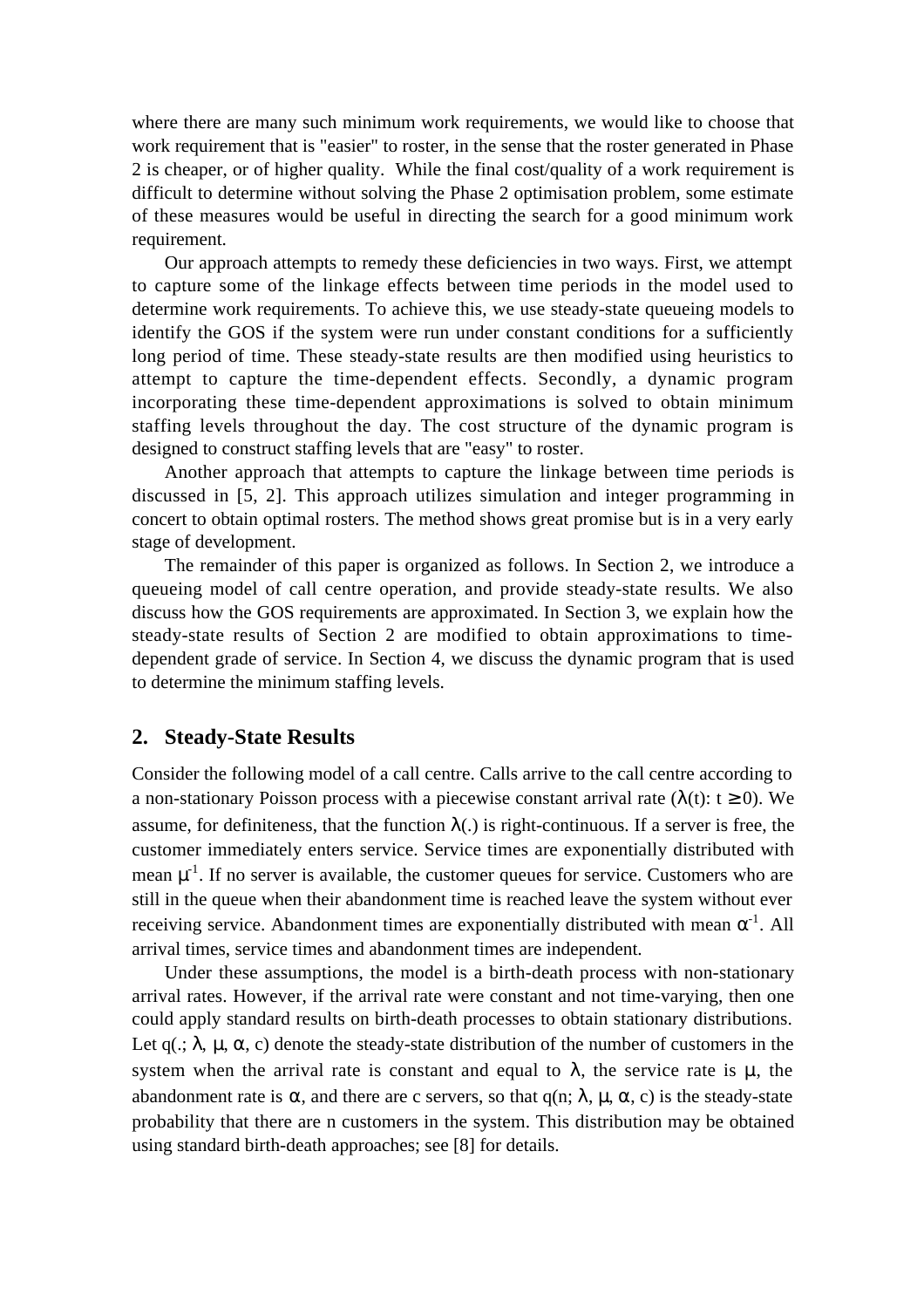where there are many such minimum work requirements, we would like to choose that work requirement that is "easier" to roster, in the sense that the roster generated in Phase 2 is cheaper, or of higher quality. While the final cost/quality of a work requirement is difficult to determine without solving the Phase 2 optimisation problem, some estimate of these measures would be useful in directing the search for a good minimum work requirement.

Our approach attempts to remedy these deficiencies in two ways. First, we attempt to capture some of the linkage effects between time periods in the model used to determine work requirements. To achieve this, we use steady-state queueing models to identify the GOS if the system were run under constant conditions for a sufficiently long period of time. These steady-state results are then modified using heuristics to attempt to capture the time-dependent effects. Secondly, a dynamic program incorporating these time-dependent approximations is solved to obtain minimum staffing levels throughout the day. The cost structure of the dynamic program is designed to construct staffing levels that are "easy" to roster.

Another approach that attempts to capture the linkage between time periods is discussed in [5, 2]. This approach utilizes simulation and integer programming in concert to obtain optimal rosters. The method shows great promise but is in a very early stage of development.

The remainder of this paper is organized as follows. In Section 2, we introduce a queueing model of call centre operation, and provide steady-state results. We also discuss how the GOS requirements are approximated. In Section 3, we explain how the steady-state results of Section 2 are modified to obtain approximations to time-dependent grade of service. In Section 4, we discuss the dynamic program that is used to determine the minimum staffing levels.

## 2. Steady-State Results

Consider the following model of a call centre. Calls arrive to the call centre according to a non-stationary Poisson process with a piecewise constant arrival rate ($\lambda(t)$: $t \geq 0$). We assume, for definiteness, that the function $\lambda(.)$ is right-continuous. If a server is free, the customer immediately enters service. Service times are exponentially distributed with mean $\mu^{-1}$. If no server is available, the customer queues for service. Customers who are still in the queue when their abandonment time is reached leave the system without ever receiving service. Abandonment times are exponentially distributed with mean $\alpha^{-1}$. All arrival times, service times and abandonment times are independent.

Under these assumptions, the model is a birth-death process with non-stationary arrival rates. However, if the arrival rate were constant and not time-varying, then one could apply standard results on birth-death processes to obtain stationary distributions. Let $q(.; \lambda, \mu, \alpha, c)$ denote the steady-state distribution of the number of customers in the system when the arrival rate is constant and equal to $\lambda$, the service rate is $\mu$, the abandonment rate is $\alpha$, and there are c servers, so that $q(n; \lambda, \mu, \alpha, c)$ is the steady-state probability that there are n customers in the system. This distribution may be obtained using standard birth-death approaches; see [8] for details.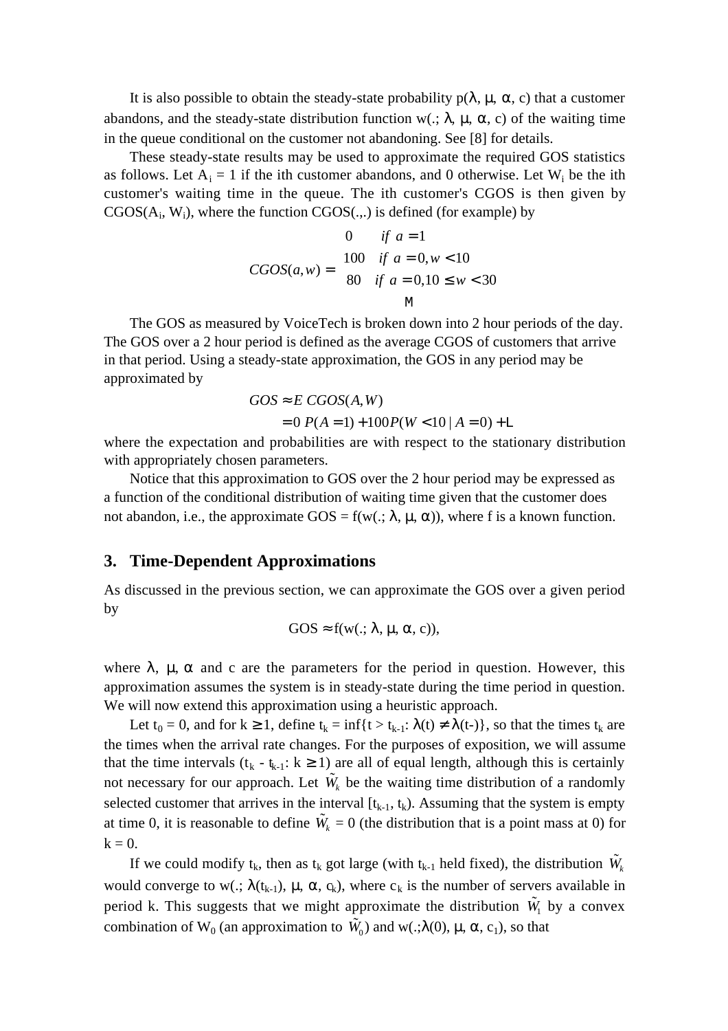It is also possible to obtain the steady-state probability $p(\lambda, \mu, \alpha, c)$ that a customer abandons, and the steady-state distribution function $w(.; \lambda, \mu, \alpha, c)$ of the waiting time in the queue conditional on the customer not abandoning. See [8] for details.

These steady-state results may be used to approximate the required GOS statistics as follows. Let $A_i = 1$ if the ith customer abandons, and 0 otherwise. Let $W_i$ be the ith customer's waiting time in the queue. The ith customer's CGOS is then given by $CGOS(A_i, W_i)$, where the function CGOS(.,.) is defined (for example) by

$$CGOS(a,w) = \begin{cases} 0 & if\ a = 1 \\ 100 & if\ a = 0, w < 10 \\ 80 & if\ a = 0, 10 \le w < 30 \\ \vdots & \end{cases}$$

The GOS as measured by VoiceTech is broken down into 2 hour periods of the day. The GOS over a 2 hour period is defined as the average CGOS of customers that arrive in that period. Using a steady-state approximation, the GOS in any period may be approximated by

$$\begin{aligned} GOS &\approx E\ CGOS(A,W) \\ &= 0\ P(A=1) + 100 P(W < 10 \mid A = 0) + \cdots \end{aligned}$$

where the expectation and probabilities are with respect to the stationary distribution with appropriately chosen parameters.

Notice that this approximation to GOS over the 2 hour period may be expressed as a function of the conditional distribution of waiting time given that the customer does not abandon, i.e., the approximate GOS = $f(w(.; \lambda, \mu, \alpha))$, where f is a known function.

## 3. Time-Dependent Approximations

As discussed in the previous section, we can approximate the GOS over a given period by

$$GOS \approx f(w(.; \lambda, \mu, \alpha, c)),$$

where $\lambda$, $\mu$, $\alpha$ and c are the parameters for the period in question. However, this approximation assumes the system is in steady-state during the time period in question. We will now extend this approximation using a heuristic approach.

Let $t_0 = 0$, and for $k \ge 1$, define $t_k = \inf\{t > t_{k-1}: \lambda(t) \ne \lambda(t-)\}$, so that the times $t_k$ are the times when the arrival rate changes. For the purposes of exposition, we will assume that the time intervals $(t_k - t_{k-1}: k \ge 1)$ are all of equal length, although this is certainly not necessary for our approach. Let $\tilde{W}_k$ be the waiting time distribution of a randomly selected customer that arrives in the interval $[t_{k-1}, t_k)$. Assuming that the system is empty at time 0, it is reasonable to define $\tilde{W}_k = 0$ (the distribution that is a point mass at 0) for $k = 0$.

If we could modify $t_k$, then as $t_k$ got large (with $t_{k-1}$ held fixed), the distribution $\tilde{W}_k$ would converge to $w(.; \lambda(t_{k-1}), \mu, \alpha, c_k)$, where $c_k$ is the number of servers available in period k. This suggests that we might approximate the distribution $\tilde{W}_1$ by a convex combination of $W_0$ (an approximation to $\tilde{W}_0$) and $w(.;\lambda(0), \mu, \alpha, c_1)$, so that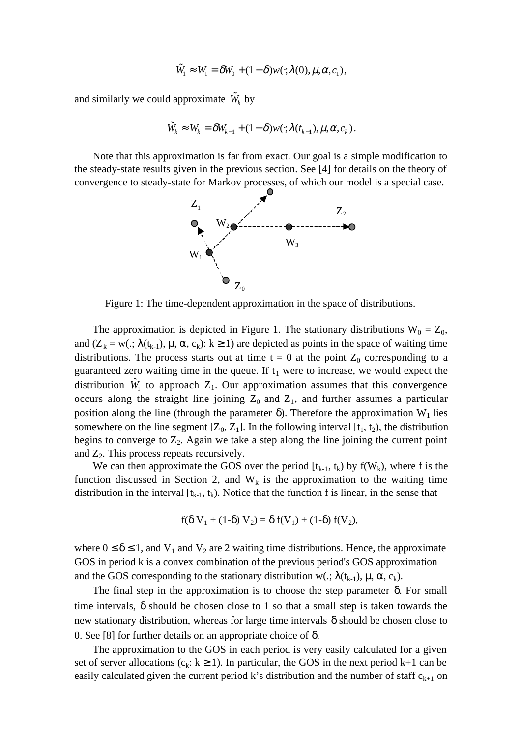$$\tilde{W}_1 \approx W_1 = \delta W_0 + (1-\delta) w(\cdot; \lambda(0), \mu, \alpha, c_1),$$

and similarly we could approximate $\tilde{W}_k$ by

$$\tilde{W}_k \approx W_k = \delta W_{k-1} + (1-\delta) w(\cdot; \lambda(t_{k-1}), \mu, \alpha, c_k).$$

Note that this approximation is far from exact. Our goal is a simple modification to the steady-state results given in the previous section. See [4] for details on the theory of convergence to steady-state for Markov processes, of which our model is a special case.

Figure 1: The time-dependent approximation in the space of distributions.

The approximation is depicted in Figure 1. The stationary distributions $W_0 = Z_0$, and ($Z_k = w(.; \lambda(t_{k-1}), \mu, \alpha, c_k)$: $k \geq 1$) are depicted as points in the space of waiting time distributions. The process starts out at time t = 0 at the point $Z_0$ corresponding to a guaranteed zero waiting time in the queue. If $t_1$ were to increase, we would expect the distribution $\tilde{W}_1$ to approach $Z_1$. Our approximation assumes that this convergence occurs along the straight line joining $Z_0$ and $Z_1$, and further assumes a particular position along the line (through the parameter $\delta$). Therefore the approximation $W_1$ lies somewhere on the line segment $[Z_0, Z_1]$. In the following interval $[t_1, t_2)$, the distribution begins to converge to $Z_2$. Again we take a step along the line joining the current point and $Z_2$. This process repeats recursively.

We can then approximate the GOS over the period $[t_{k-1}, t_k)$ by $f(W_k)$, where f is the function discussed in Section 2, and $W_k$ is the approximation to the waiting time distribution in the interval $[t_{k-1}, t_k)$. Notice that the function f is linear, in the sense that

$$f(\delta V_1 + (1-\delta) V_2) = \delta f(V_1) + (1-\delta) f(V_2),$$

where $0 \leq \delta \leq 1$, and $V_1$ and $V_2$ are 2 waiting time distributions. Hence, the approximate GOS in period k is a convex combination of the previous period's GOS approximation and the GOS corresponding to the stationary distribution $w(.; \lambda(t_{k-1}), \mu, \alpha, c_k)$.

The final step in the approximation is to choose the step parameter $\delta$. For small time intervals, $\delta$ should be chosen close to 1 so that a small step is taken towards the new stationary distribution, whereas for large time intervals $\delta$ should be chosen close to 0. See [8] for further details on an appropriate choice of $\delta$.

The approximation to the GOS in each period is very easily calculated for a given set of server allocations ($c_k$: $k \geq 1$). In particular, the GOS in the next period k+1 can be easily calculated given the current period k's distribution and the number of staff $c_{k+1}$ on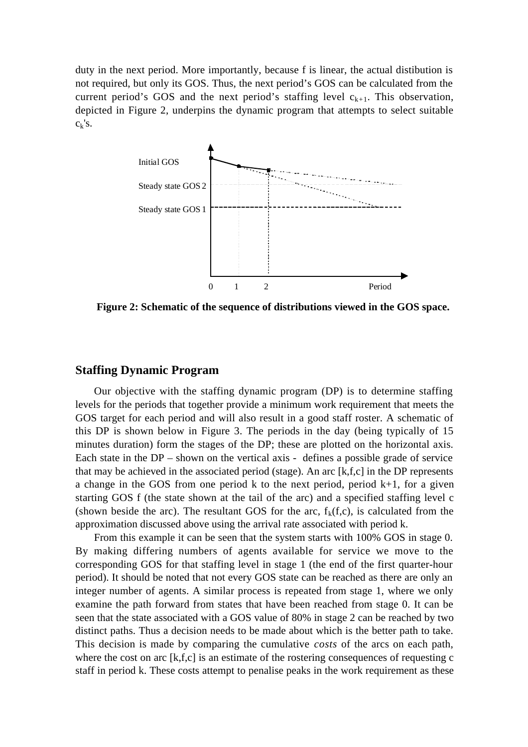duty in the next period. More importantly, because f is linear, the actual distibution is not required, but only its GOS. Thus, the next period's GOS can be calculated from the current period's GOS and the next period's staffing level $c_{k+1}$. This observation, depicted in Figure 2, underpins the dynamic program that attempts to select suitable $c_k$'s.

**Figure 2: Schematic of the sequence of distributions viewed in the GOS space.**

## Staffing Dynamic Program

Our objective with the staffing dynamic program (DP) is to determine staffing levels for the periods that together provide a minimum work requirement that meets the GOS target for each period and will also result in a good staff roster. A schematic of this DP is shown below in Figure 3. The periods in the day (being typically of 15 minutes duration) form the stages of the DP; these are plotted on the horizontal axis. Each state in the DP – shown on the vertical axis - defines a possible grade of service that may be achieved in the associated period (stage). An arc [k,f,c] in the DP represents a change in the GOS from one period k to the next period, period k+1, for a given starting GOS f (the state shown at the tail of the arc) and a specified staffing level c (shown beside the arc). The resultant GOS for the arc, $f_k(f,c)$, is calculated from the approximation discussed above using the arrival rate associated with period k.

From this example it can be seen that the system starts with 100% GOS in stage 0. By making differing numbers of agents available for service we move to the corresponding GOS for that staffing level in stage 1 (the end of the first quarter-hour period). It should be noted that not every GOS state can be reached as there are only an integer number of agents. A similar process is repeated from stage 1, where we only examine the path forward from states that have been reached from stage 0. It can be seen that the state associated with a GOS value of 80% in stage 2 can be reached by two distinct paths. Thus a decision needs to be made about which is the better path to take. This decision is made by comparing the cumulative *costs* of the arcs on each path, where the cost on arc [k,f,c] is an estimate of the rostering consequences of requesting c staff in period k. These costs attempt to penalise peaks in the work requirement as these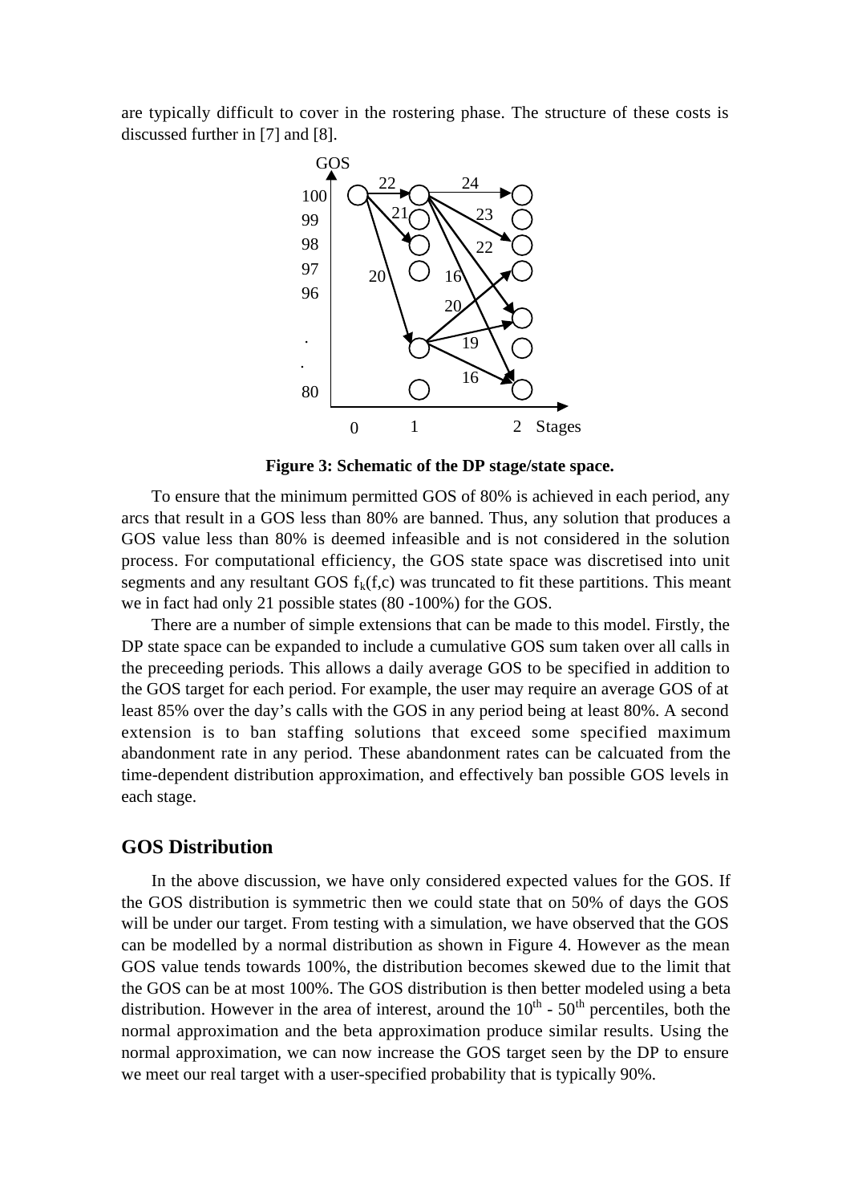are typically difficult to cover in the rostering phase. The structure of these costs is discussed further in [7] and [8].

**Figure 3: Schematic of the DP stage/state space.**

To ensure that the minimum permitted GOS of 80% is achieved in each period, any arcs that result in a GOS less than 80% are banned. Thus, any solution that produces a GOS value less than 80% is deemed infeasible and is not considered in the solution process. For computational efficiency, the GOS state space was discretised into unit segments and any resultant GOS $f_k(f,c)$ was truncated to fit these partitions. This meant we in fact had only 21 possible states (80 -100%) for the GOS.

There are a number of simple extensions that can be made to this model. Firstly, the DP state space can be expanded to include a cumulative GOS sum taken over all calls in the preceeding periods. This allows a daily average GOS to be specified in addition to the GOS target for each period. For example, the user may require an average GOS of at least 85% over the day's calls with the GOS in any period being at least 80%. A second extension is to ban staffing solutions that exceed some specified maximum abandonment rate in any period. These abandonment rates can be calcuated from the time-dependent distribution approximation, and effectively ban possible GOS levels in each stage.

## GOS Distribution

In the above discussion, we have only considered expected values for the GOS. If the GOS distribution is symmetric then we could state that on 50% of days the GOS will be under our target. From testing with a simulation, we have observed that the GOS can be modelled by a normal distribution as shown in Figure 4. However as the mean GOS value tends towards 100%, the distribution becomes skewed due to the limit that the GOS can be at most 100%. The GOS distribution is then better modeled using a beta distribution. However in the area of interest, around the $10^{th}$ - $50^{th}$ percentiles, both the normal approximation and the beta approximation produce similar results. Using the normal approximation, we can now increase the GOS target seen by the DP to ensure we meet our real target with a user-specified probability that is typically 90%.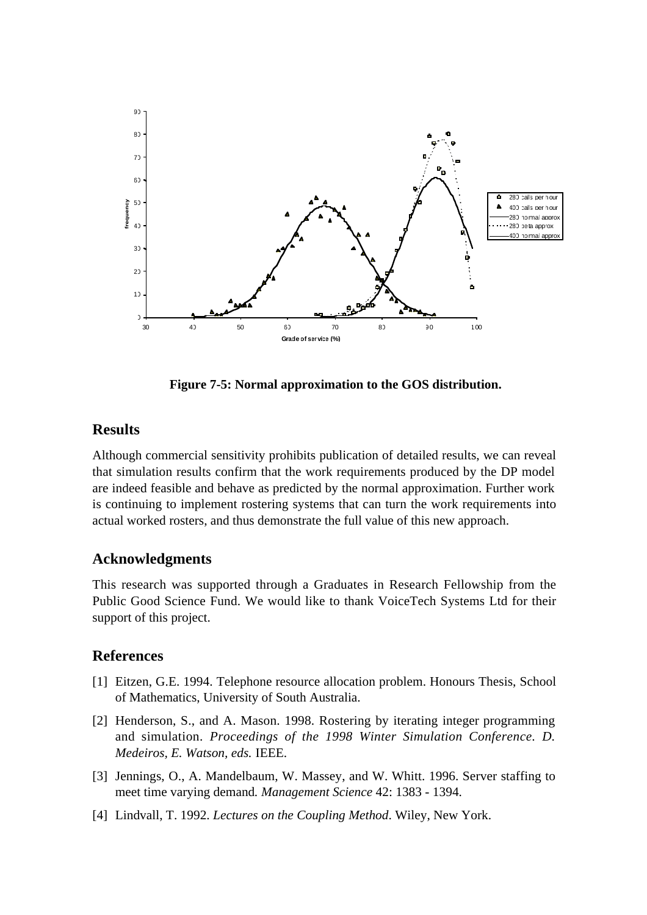**Figure 7-5: Normal approximation to the GOS distribution.**

## Results

Although commercial sensitivity prohibits publication of detailed results, we can reveal that simulation results confirm that the work requirements produced by the DP model are indeed feasible and behave as predicted by the normal approximation. Further work is continuing to implement rostering systems that can turn the work requirements into actual worked rosters, and thus demonstrate the full value of this new approach.

## Acknowledgments

This research was supported through a Graduates in Research Fellowship from the Public Good Science Fund. We would like to thank VoiceTech Systems Ltd for their support of this project.

## References

[1] Eitzen, G.E. 1994. Telephone resource allocation problem. Honours Thesis, School of Mathematics, University of South Australia.

[2] Henderson, S., and A. Mason. 1998. Rostering by iterating integer programming and simulation. *Proceedings of the 1998 Winter Simulation Conference. D. Medeiros, E. Watson, eds.* IEEE.

[3] Jennings, O., A. Mandelbaum, W. Massey, and W. Whitt. 1996. Server staffing to meet time varying demand. *Management Science* 42: 1383 - 1394.

[4] Lindvall, T. 1992. *Lectures on the Coupling Method*. Wiley, New York.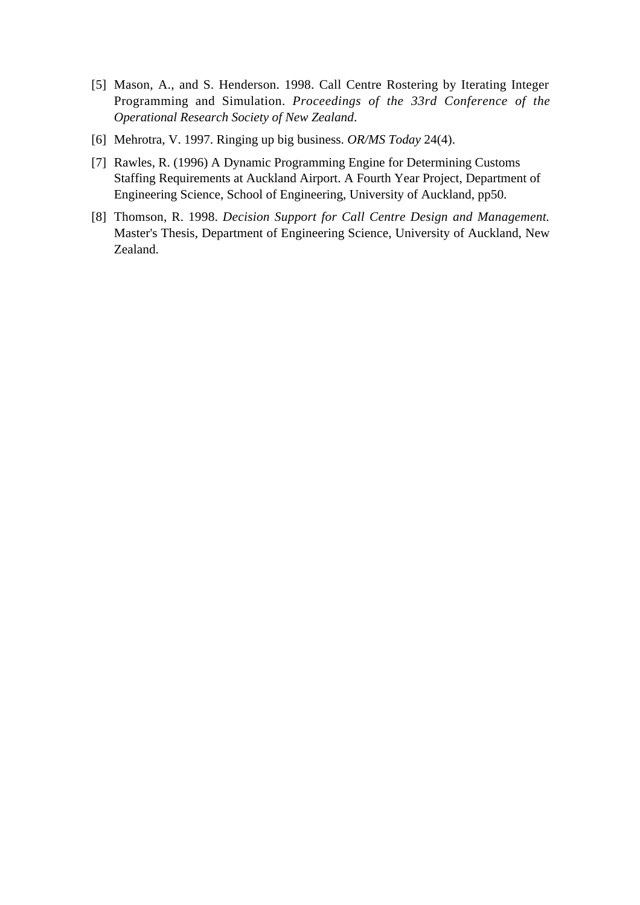[5] Mason, A., and S. Henderson. 1998. Call Centre Rostering by Iterating Integer Programming and Simulation. *Proceedings of the 33rd Conference of the Operational Research Society of New Zealand*.

[6] Mehrotra, V. 1997. Ringing up big business. *OR/MS Today* 24(4).

[7] Rawles, R. (1996) A Dynamic Programming Engine for Determining Customs Staffing Requirements at Auckland Airport. A Fourth Year Project, Department of Engineering Science, School of Engineering, University of Auckland, pp50.

[8] Thomson, R. 1998. *Decision Support for Call Centre Design and Management.* Master's Thesis, Department of Engineering Science, University of Auckland, New Zealand.